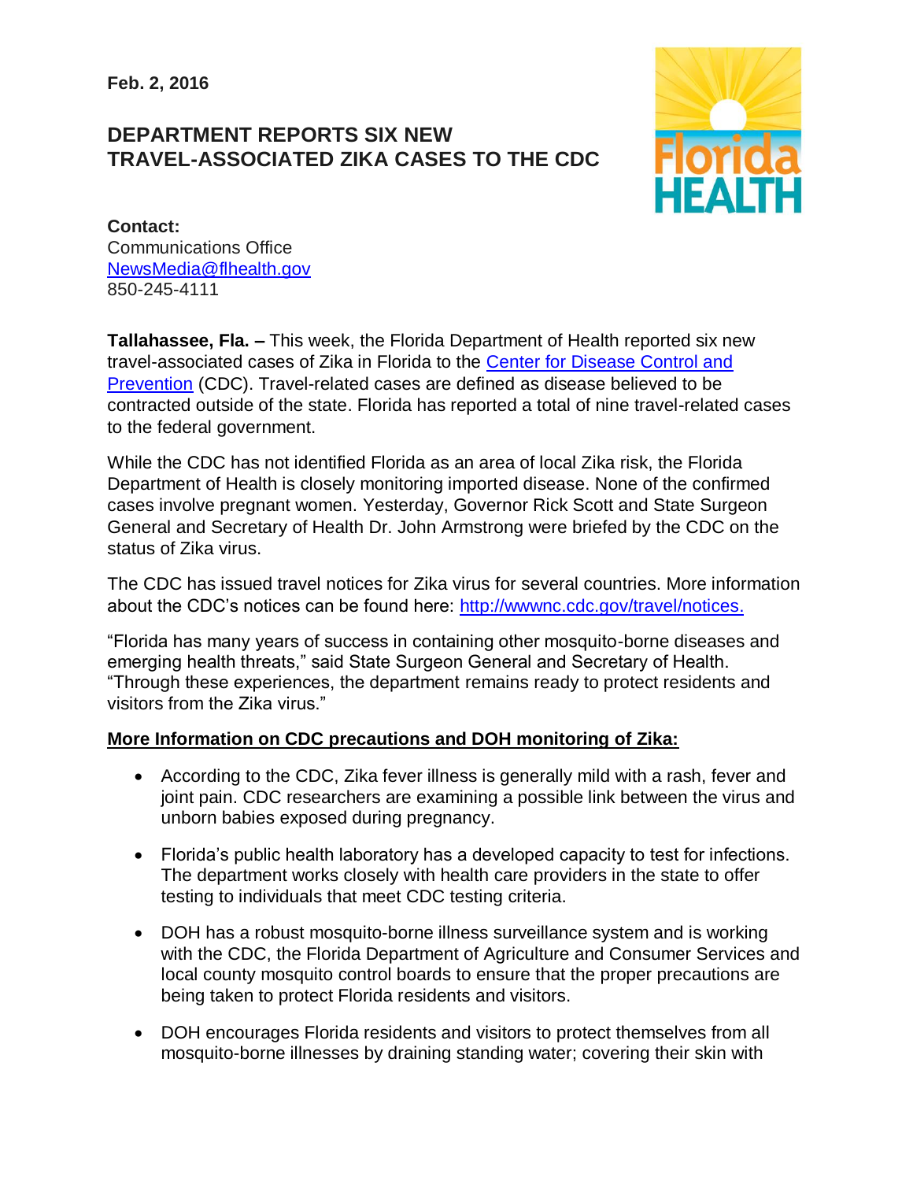**Feb. 2, 2016**

# DEPARTMENT REPORTS SIX NEW TRAVEL-ASSOCIATED ZIKA CASES TO THE CDC

**Contact:**
Communications Office
NewsMedia@flhealth.gov
850-245-4111

**Tallahassee, Fla. –** This week, the Florida Department of Health reported six new travel-associated cases of Zika in Florida to the Center for Disease Control and Prevention (CDC). Travel-related cases are defined as disease believed to be contracted outside of the state. Florida has reported a total of nine travel-related cases to the federal government.

While the CDC has not identified Florida as an area of local Zika risk, the Florida Department of Health is closely monitoring imported disease. None of the confirmed cases involve pregnant women. Yesterday, Governor Rick Scott and State Surgeon General and Secretary of Health Dr. John Armstrong were briefed by the CDC on the status of Zika virus.

The CDC has issued travel notices for Zika virus for several countries. More information about the CDC's notices can be found here: http://wwwnc.cdc.gov/travel/notices.

"Florida has many years of success in containing other mosquito-borne diseases and emerging health threats," said State Surgeon General and Secretary of Health. "Through these experiences, the department remains ready to protect residents and visitors from the Zika virus."

**More Information on CDC precautions and DOH monitoring of Zika:**

- According to the CDC, Zika fever illness is generally mild with a rash, fever and joint pain. CDC researchers are examining a possible link between the virus and unborn babies exposed during pregnancy.
- Florida's public health laboratory has a developed capacity to test for infections. The department works closely with health care providers in the state to offer testing to individuals that meet CDC testing criteria.
- DOH has a robust mosquito-borne illness surveillance system and is working with the CDC, the Florida Department of Agriculture and Consumer Services and local county mosquito control boards to ensure that the proper precautions are being taken to protect Florida residents and visitors.
- DOH encourages Florida residents and visitors to protect themselves from all mosquito-borne illnesses by draining standing water; covering their skin with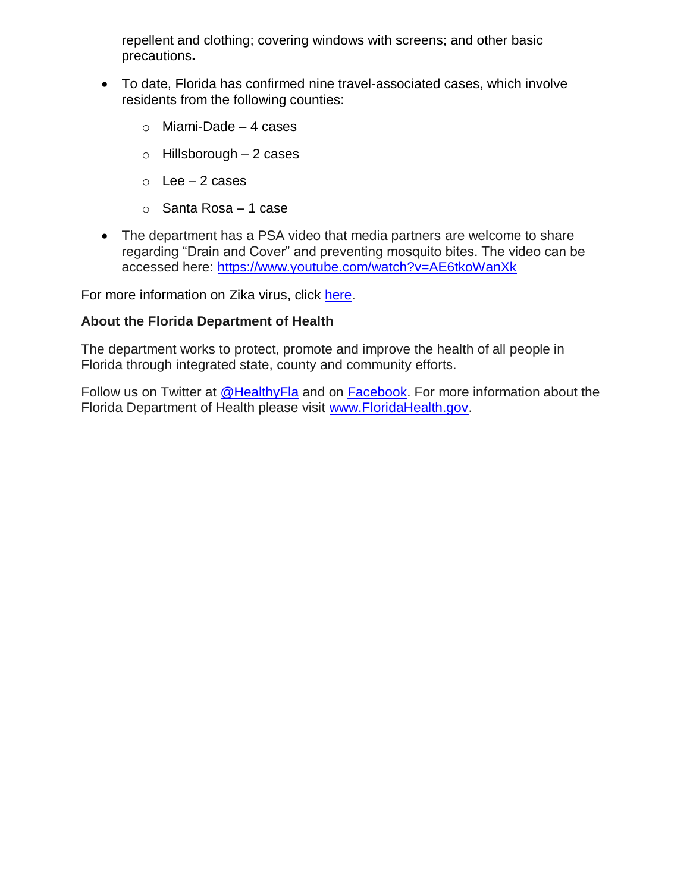repellent and clothing; covering windows with screens; and other basic precautions**.**

- To date, Florida has confirmed nine travel-associated cases, which involve residents from the following counties:
  - Miami-Dade – 4 cases
  - Hillsborough – 2 cases
  - Lee – 2 cases
  - Santa Rosa – 1 case
- The department has a PSA video that media partners are welcome to share regarding "Drain and Cover" and preventing mosquito bites. The video can be accessed here: https://www.youtube.com/watch?v=AE6tkoWanXk

For more information on Zika virus, click here.

**About the Florida Department of Health**

The department works to protect, promote and improve the health of all people in Florida through integrated state, county and community efforts.

Follow us on Twitter at @HealthyFla and on Facebook. For more information about the Florida Department of Health please visit www.FloridaHealth.gov.